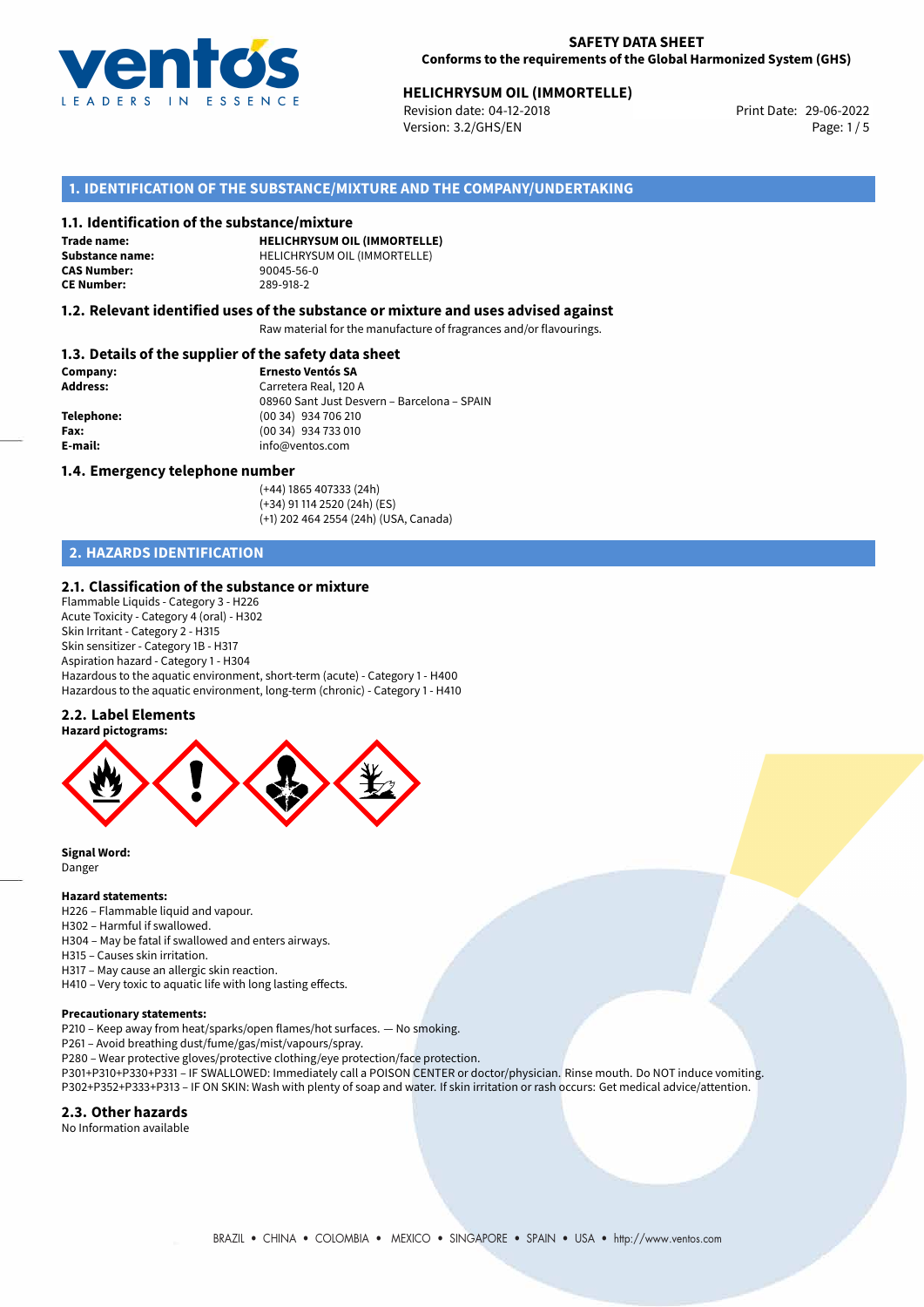**SAFETY DATA SHEET**
**Conforms to the requirements of the Global Harmonized System (GHS)**

**HELICHRYSUM OIL (IMMORTELLE)**
Revision date: 04-12-2018
Version: 3.2/GHS/EN
Print Date: 29-06-2022

## 1. IDENTIFICATION OF THE SUBSTANCE/MIXTURE AND THE COMPANY/UNDERTAKING

### 1.1. Identification of the substance/mixture

**Trade name:** **HELICHRYSUM OIL (IMMORTELLE)**
**Substance name:** HELICHRYSUM OIL (IMMORTELLE)
**CAS Number:** 90045-56-0
**CE Number:** 289-918-2

### 1.2. Relevant identified uses of the substance or mixture and uses advised against

Raw material for the manufacture of fragrances and/or flavourings.

### 1.3. Details of the supplier of the safety data sheet

**Company:** **Ernesto Ventós SA**
**Address:** Carretera Real, 120 A
08960 Sant Just Desvern – Barcelona – SPAIN
**Telephone:** (00 34) 934 706 210
**Fax:** (00 34) 934 733 010
**E-mail:** info@ventos.com

### 1.4. Emergency telephone number

(+44) 1865 407333 (24h)
(+34) 91 114 2520 (24h) (ES)
(+1) 202 464 2554 (24h) (USA, Canada)

## 2. HAZARDS IDENTIFICATION

### 2.1. Classification of the substance or mixture

Flammable Liquids - Category 3 - H226
Acute Toxicity - Category 4 (oral) - H302
Skin Irritant - Category 2 - H315
Skin sensitizer - Category 1B - H317
Aspiration hazard - Category 1 - H304
Hazardous to the aquatic environment, short-term (acute) - Category 1 - H400
Hazardous to the aquatic environment, long-term (chronic) - Category 1 - H410

### 2.2. Label Elements

**Hazard pictograms:**

**Signal Word:**
Danger

**Hazard statements:**
H226 – Flammable liquid and vapour.
H302 – Harmful if swallowed.
H304 – May be fatal if swallowed and enters airways.
H315 – Causes skin irritation.
H317 – May cause an allergic skin reaction.
H410 – Very toxic to aquatic life with long lasting effects.

**Precautionary statements:**
P210 – Keep away from heat/sparks/open flames/hot surfaces. — No smoking.
P261 – Avoid breathing dust/fume/gas/mist/vapours/spray.
P280 – Wear protective gloves/protective clothing/eye protection/face protection.
P301+P310+P330+P331 – IF SWALLOWED: Immediately call a POISON CENTER or doctor/physician. Rinse mouth. Do NOT induce vomiting.
P302+P352+P333+P313 – IF ON SKIN: Wash with plenty of soap and water. If skin irritation or rash occurs: Get medical advice/attention.

### 2.3. Other hazards

No Information available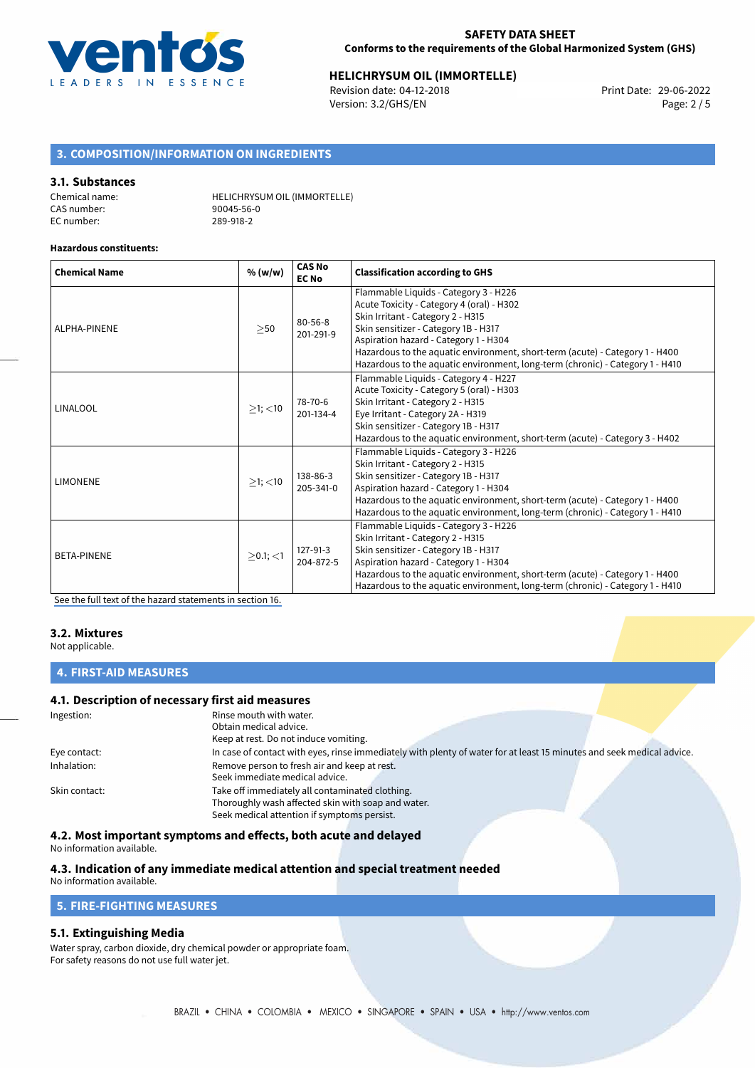## 3. COMPOSITION/INFORMATION ON INGREDIENTS

### 3.1. Substances

Chemical name: HELICHRYSUM OIL (IMMORTELLE)
CAS number: 90045-56-0
EC number: 289-918-2

**Hazardous constituents:**

| Chemical Name | % (w/w) | CAS No EC No | Classification according to GHS |
|---|---|---|---|
| ALPHA-PINENE | $\geq$50 | 80-56-8 201-291-9 | Flammable Liquids - Category 3 - H226<br>Acute Toxicity - Category 4 (oral) - H302<br>Skin Irritant - Category 2 - H315<br>Skin sensitizer - Category 1B - H317<br>Aspiration hazard - Category 1 - H304<br>Hazardous to the aquatic environment, short-term (acute) - Category 1 - H400<br>Hazardous to the aquatic environment, long-term (chronic) - Category 1 - H410 |
| LINALOOL | $\geq$1; $<$10 | 78-70-6 201-134-4 | Flammable Liquids - Category 4 - H227<br>Acute Toxicity - Category 5 (oral) - H303<br>Skin Irritant - Category 2 - H315<br>Eye Irritant - Category 2A - H319<br>Skin sensitizer - Category 1B - H317<br>Hazardous to the aquatic environment, short-term (acute) - Category 3 - H402 |
| LIMONENE | $\geq$1; $<$10 | 138-86-3 205-341-0 | Flammable Liquids - Category 3 - H226<br>Skin Irritant - Category 2 - H315<br>Skin sensitizer - Category 1B - H317<br>Aspiration hazard - Category 1 - H304<br>Hazardous to the aquatic environment, short-term (acute) - Category 1 - H400<br>Hazardous to the aquatic environment, long-term (chronic) - Category 1 - H410 |
| BETA-PINENE | $\geq$0.1; $<$1 | 127-91-3 204-872-5 | Flammable Liquids - Category 3 - H226<br>Skin Irritant - Category 2 - H315<br>Skin sensitizer - Category 1B - H317<br>Aspiration hazard - Category 1 - H304<br>Hazardous to the aquatic environment, short-term (acute) - Category 1 - H400<br>Hazardous to the aquatic environment, long-term (chronic) - Category 1 - H410 |

See the full text of the hazard statements in section 16.

### 3.2. Mixtures

Not applicable.

## 4. FIRST-AID MEASURES

### 4.1. Description of necessary first aid measures

Ingestion: Rinse mouth with water.
Obtain medical advice.
Keep at rest. Do not induce vomiting.

Eye contact: In case of contact with eyes, rinse immediately with plenty of water for at least 15 minutes and seek medical advice.

Inhalation: Remove person to fresh air and keep at rest.
Seek immediate medical advice.

Skin contact: Take off immediately all contaminated clothing.
Thoroughly wash affected skin with soap and water.
Seek medical attention if symptoms persist.

### 4.2. Most important symptoms and effects, both acute and delayed

No information available.

### 4.3. Indication of any immediate medical attention and special treatment needed

No information available.

## 5. FIRE-FIGHTING MEASURES

### 5.1. Extinguishing Media

Water spray, carbon dioxide, dry chemical powder or appropriate foam.
For safety reasons do not use full water jet.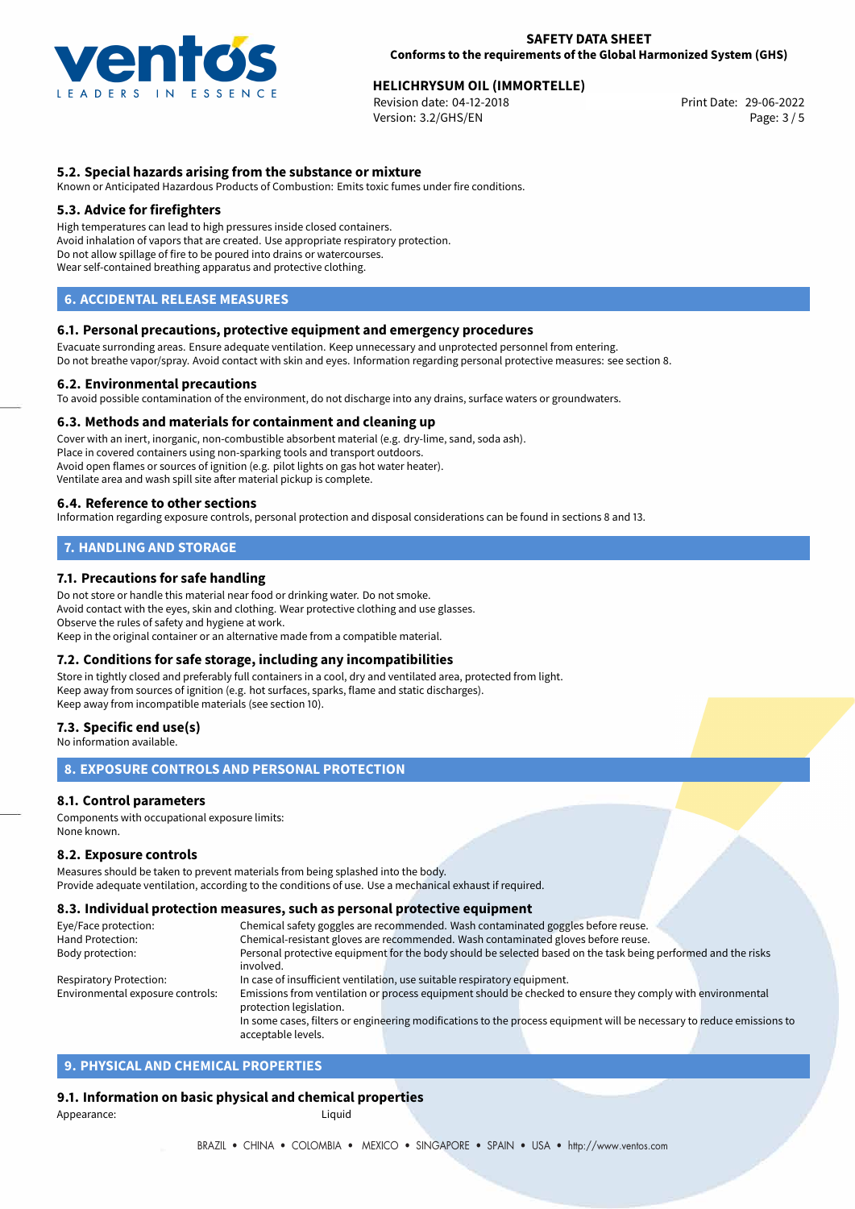### 5.2. Special hazards arising from the substance or mixture

Known or Anticipated Hazardous Products of Combustion: Emits toxic fumes under fire conditions.

### 5.3. Advice for firefighters

High temperatures can lead to high pressures inside closed containers.
Avoid inhalation of vapors that are created. Use appropriate respiratory protection.
Do not allow spillage of fire to be poured into drains or watercourses.
Wear self-contained breathing apparatus and protective clothing.

## 6. ACCIDENTAL RELEASE MEASURES

### 6.1. Personal precautions, protective equipment and emergency procedures

Evacuate surronding areas. Ensure adequate ventilation. Keep unnecessary and unprotected personnel from entering.
Do not breathe vapor/spray. Avoid contact with skin and eyes. Information regarding personal protective measures: see section 8.

### 6.2. Environmental precautions

To avoid possible contamination of the environment, do not discharge into any drains, surface waters or groundwaters.

### 6.3. Methods and materials for containment and cleaning up

Cover with an inert, inorganic, non-combustible absorbent material (e.g. dry-lime, sand, soda ash).
Place in covered containers using non-sparking tools and transport outdoors.
Avoid open flames or sources of ignition (e.g. pilot lights on gas hot water heater).
Ventilate area and wash spill site after material pickup is complete.

### 6.4. Reference to other sections

Information regarding exposure controls, personal protection and disposal considerations can be found in sections 8 and 13.

## 7. HANDLING AND STORAGE

### 7.1. Precautions for safe handling

Do not store or handle this material near food or drinking water. Do not smoke.
Avoid contact with the eyes, skin and clothing. Wear protective clothing and use glasses.
Observe the rules of safety and hygiene at work.
Keep in the original container or an alternative made from a compatible material.

### 7.2. Conditions for safe storage, including any incompatibilities

Store in tightly closed and preferably full containers in a cool, dry and ventilated area, protected from light.
Keep away from sources of ignition (e.g. hot surfaces, sparks, flame and static discharges).
Keep away from incompatible materials (see section 10).

### 7.3. Specific end use(s)

No information available.

## 8. EXPOSURE CONTROLS AND PERSONAL PROTECTION

### 8.1. Control parameters

Components with occupational exposure limits:
None known.

### 8.2. Exposure controls

Measures should be taken to prevent materials from being splashed into the body.
Provide adequate ventilation, according to the conditions of use. Use a mechanical exhaust if required.

### 8.3. Individual protection measures, such as personal protective equipment

| | |
|---|---|
| Eye/Face protection: | Chemical safety goggles are recommended. Wash contaminated goggles before reuse. |
| Hand Protection: | Chemical-resistant gloves are recommended. Wash contaminated gloves before reuse. |
| Body protection: | Personal protective equipment for the body should be selected based on the task being performed and the risks involved. |
| Respiratory Protection: | In case of insufficient ventilation, use suitable respiratory equipment. |
| Environmental exposure controls: | Emissions from ventilation or process equipment should be checked to ensure they comply with environmental protection legislation. In some cases, filters or engineering modifications to the process equipment will be necessary to reduce emissions to acceptable levels. |

## 9. PHYSICAL AND CHEMICAL PROPERTIES

### 9.1. Information on basic physical and chemical properties

Appearance: Liquid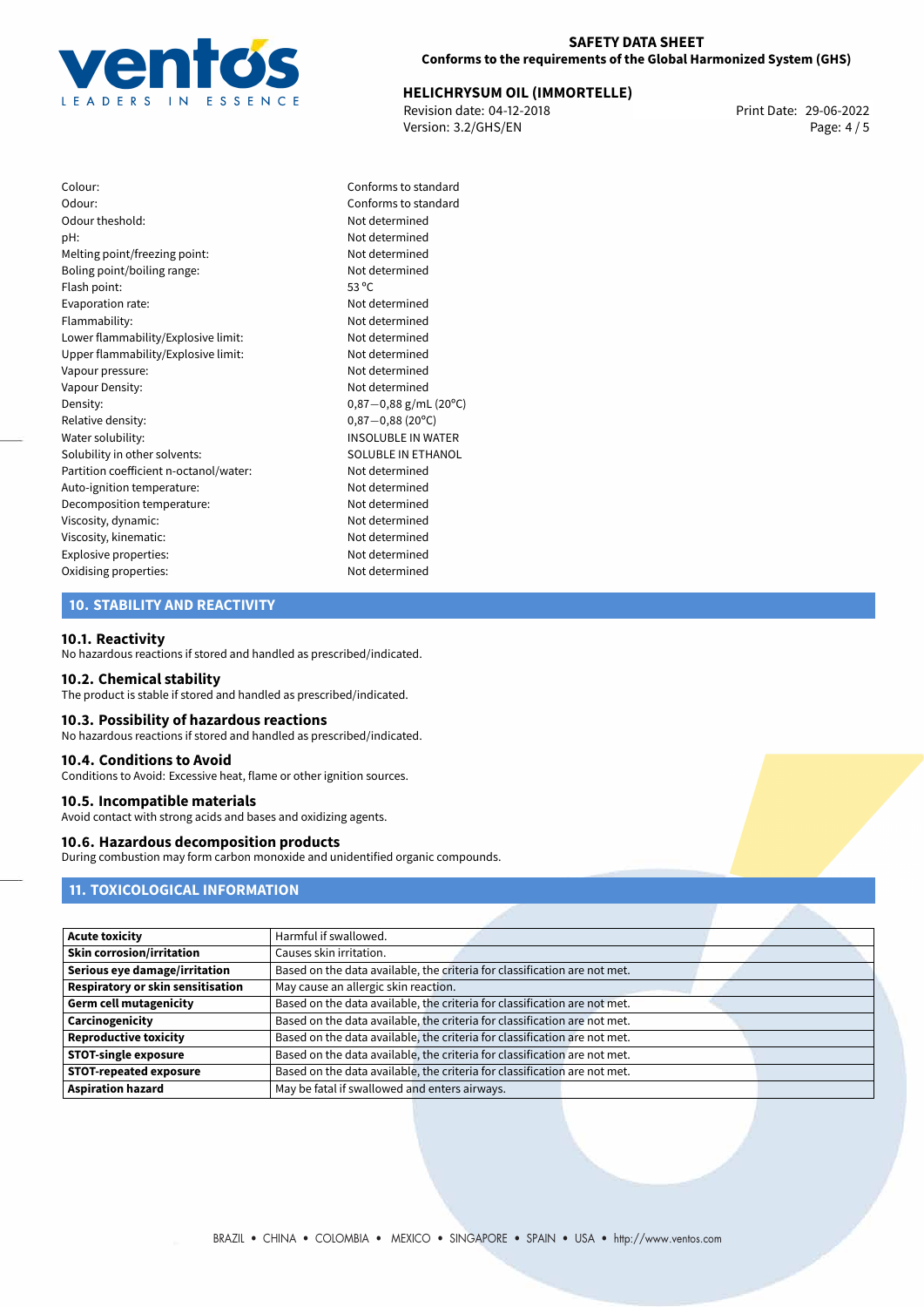| | |
|---|---|
| Colour: | Conforms to standard |
| Odour: | Conforms to standard |
| Odour theshold: | Not determined |
| pH: | Not determined |
| Melting point/freezing point: | Not determined |
| Boling point/boiling range: | Not determined |
| Flash point: | 53 °C |
| Evaporation rate: | Not determined |
| Flammability: | Not determined |
| Lower flammability/Explosive limit: | Not determined |
| Upper flammability/Explosive limit: | Not determined |
| Vapour pressure: | Not determined |
| Vapour Density: | Not determined |
| Density: | 0,87−0,88 g/mL (20°C) |
| Relative density: | 0,87−0,88 (20°C) |
| Water solubility: | INSOLUBLE IN WATER |
| Solubility in other solvents: | SOLUBLE IN ETHANOL |
| Partition coefficient n-octanol/water: | Not determined |
| Auto-ignition temperature: | Not determined |
| Decomposition temperature: | Not determined |
| Viscosity, dynamic: | Not determined |
| Viscosity, kinematic: | Not determined |
| Explosive properties: | Not determined |
| Oxidising properties: | Not determined |

## 10. STABILITY AND REACTIVITY

### 10.1. Reactivity

No hazardous reactions if stored and handled as prescribed/indicated.

### 10.2. Chemical stability

The product is stable if stored and handled as prescribed/indicated.

### 10.3. Possibility of hazardous reactions

No hazardous reactions if stored and handled as prescribed/indicated.

### 10.4. Conditions to Avoid

Conditions to Avoid: Excessive heat, flame or other ignition sources.

### 10.5. Incompatible materials

Avoid contact with strong acids and bases and oxidizing agents.

### 10.6. Hazardous decomposition products

During combustion may form carbon monoxide and unidentified organic compounds.

## 11. TOXICOLOGICAL INFORMATION

| | |
|---|---|
| **Acute toxicity** | Harmful if swallowed. |
| **Skin corrosion/irritation** | Causes skin irritation. |
| **Serious eye damage/irritation** | Based on the data available, the criteria for classification are not met. |
| **Respiratory or skin sensitisation** | May cause an allergic skin reaction. |
| **Germ cell mutagenicity** | Based on the data available, the criteria for classification are not met. |
| **Carcinogenicity** | Based on the data available, the criteria for classification are not met. |
| **Reproductive toxicity** | Based on the data available, the criteria for classification are not met. |
| **STOT-single exposure** | Based on the data available, the criteria for classification are not met. |
| **STOT-repeated exposure** | Based on the data available, the criteria for classification are not met. |
| **Aspiration hazard** | May be fatal if swallowed and enters airways. |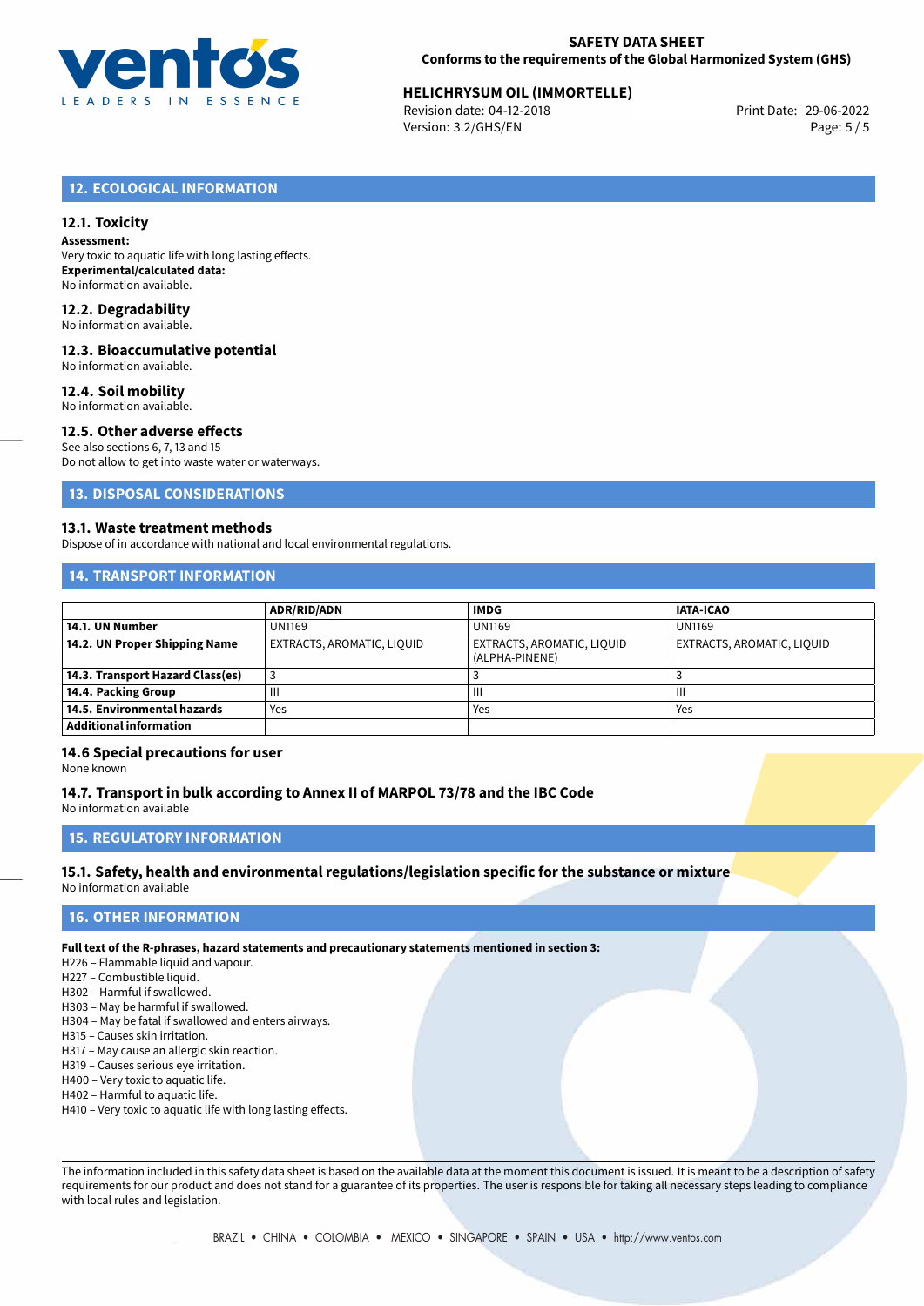## 12. ECOLOGICAL INFORMATION

### 12.1. Toxicity

**Assessment:**
Very toxic to aquatic life with long lasting effects.
**Experimental/calculated data:**
No information available.

### 12.2. Degradability

No information available.

### 12.3. Bioaccumulative potential

No information available.

### 12.4. Soil mobility

No information available.

### 12.5. Other adverse effects

See also sections 6, 7, 13 and 15
Do not allow to get into waste water or waterways.

## 13. DISPOSAL CONSIDERATIONS

### 13.1. Waste treatment methods

Dispose of in accordance with national and local environmental regulations.

## 14. TRANSPORT INFORMATION

| | ADR/RID/ADN | IMDG | IATA-ICAO |
|---|---|---|---|
| **14.1. UN Number** | UN1169 | UN1169 | UN1169 |
| **14.2. UN Proper Shipping Name** | EXTRACTS, AROMATIC, LIQUID | EXTRACTS, AROMATIC, LIQUID (ALPHA-PINENE) | EXTRACTS, AROMATIC, LIQUID |
| **14.3. Transport Hazard Class(es)** | 3 | 3 | 3 |
| **14.4. Packing Group** | III | III | III |
| **14.5. Environmental hazards** | Yes | Yes | Yes |
| **Additional information** | | | |

### 14.6 Special precautions for user

None known

### 14.7. Transport in bulk according to Annex II of MARPOL 73/78 and the IBC Code

No information available

## 15. REGULATORY INFORMATION

### 15.1. Safety, health and environmental regulations/legislation specific for the substance or mixture

No information available

## 16. OTHER INFORMATION

**Full text of the R-phrases, hazard statements and precautionary statements mentioned in section 3:**

H226 – Flammable liquid and vapour.
H227 – Combustible liquid.
H302 – Harmful if swallowed.
H303 – May be harmful if swallowed.
H304 – May be fatal if swallowed and enters airways.
H315 – Causes skin irritation.
H317 – May cause an allergic skin reaction.
H319 – Causes serious eye irritation.
H400 – Very toxic to aquatic life.
H402 – Harmful to aquatic life.
H410 – Very toxic to aquatic life with long lasting effects.

The information included in this safety data sheet is based on the available data at the moment this document is issued. It is meant to be a description of safety requirements for our product and does not stand for a guarantee of its properties. The user is responsible for taking all necessary steps leading to compliance with local rules and legislation.